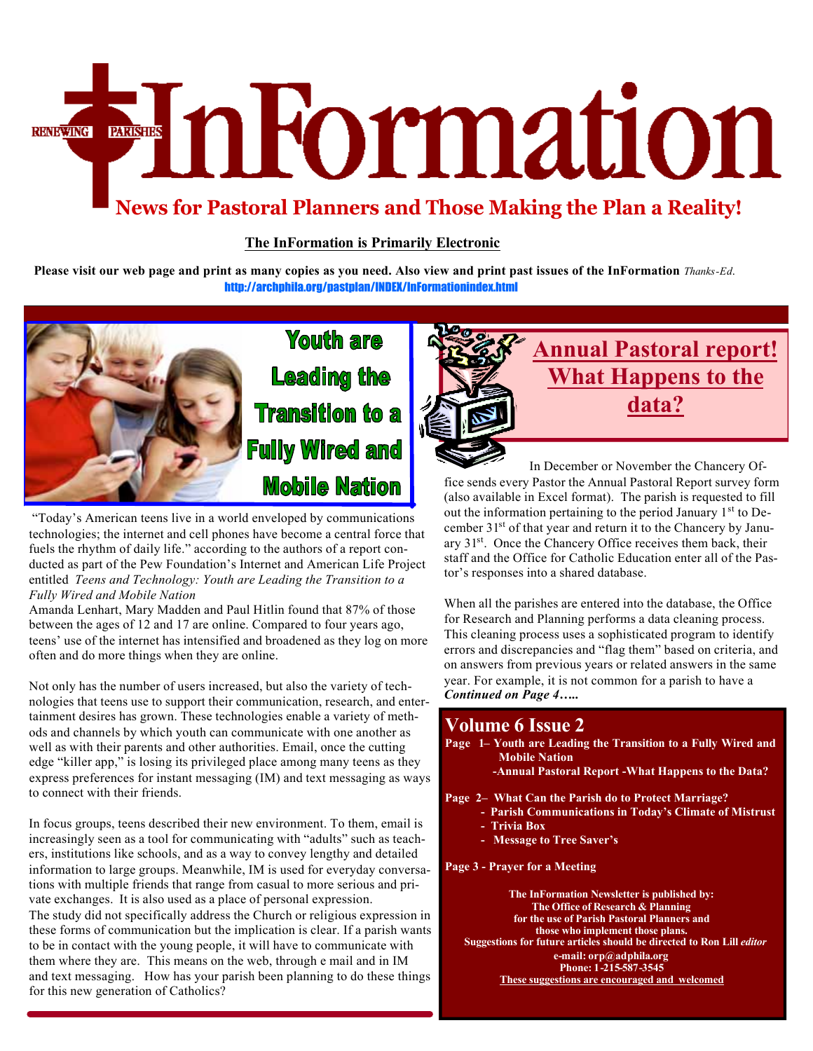# InFormation

RENEWING PARISHES

## News for Pastoral Planners and Those Making the Plan a Reality!

**The InFormation is Primarily Electronic**

**Please visit our web page and print as many copies as you need. Also view and print past issues of the InFormation** *Thanks-Ed.*
http://archphila.org/pastplan/INDEX/InFormationindex.html

## Youth are Leading the Transition to a Fully Wired and Mobile Nation

"Today's American teens live in a world enveloped by communications technologies; the internet and cell phones have become a central force that fuels the rhythm of daily life." according to the authors of a report conducted as part of the Pew Foundation's Internet and American Life Project entitled *Teens and Technology: Youth are Leading the Transition to a Fully Wired and Mobile Nation*
Amanda Lenhart, Mary Madden and Paul Hitlin found that 87% of those between the ages of 12 and 17 are online. Compared to four years ago, teens' use of the internet has intensified and broadened as they log on more often and do more things when they are online.

Not only has the number of users increased, but also the variety of technologies that teens use to support their communication, research, and entertainment desires has grown. These technologies enable a variety of methods and channels by which youth can communicate with one another as well as with their parents and other authorities. Email, once the cutting edge "killer app," is losing its privileged place among many teens as they express preferences for instant messaging (IM) and text messaging as ways to connect with their friends.

In focus groups, teens described their new environment. To them, email is increasingly seen as a tool for communicating with "adults" such as teachers, institutions like schools, and as a way to convey lengthy and detailed information to large groups. Meanwhile, IM is used for everyday conversations with multiple friends that range from casual to more serious and private exchanges. It is also used as a place of personal expression.
The study did not specifically address the Church or religious expression in these forms of communication but the implication is clear. If a parish wants to be in contact with the young people, it will have to communicate with them where they are. This means on the web, through e mail and in IM and text messaging. How has your parish been planning to do these things for this new generation of Catholics?

## Annual Pastoral report! What Happens to the data?

In December or November the Chancery Office sends every Pastor the Annual Pastoral Report survey form (also available in Excel format). The parish is requested to fill out the information pertaining to the period January 1st to December 31st of that year and return it to the Chancery by January 31st. Once the Chancery Office receives them back, their staff and the Office for Catholic Education enter all of the Pastor's responses into a shared database.

When all the parishes are entered into the database, the Office for Research and Planning performs a data cleaning process. This cleaning process uses a sophisticated program to identify errors and discrepancies and "flag them" based on criteria, and on answers from previous years or related answers in the same year. For example, it is not common for a parish to have a *Continued on Page 4…..*

## Volume 6 Issue 2

**Page 1– Youth are Leading the Transition to a Fully Wired and Mobile Nation**
**-Annual Pastoral Report -What Happens to the Data?**

**Page 2– What Can the Parish do to Protect Marriage?**
- **Parish Communications in Today's Climate of Mistrust**
- **Trivia Box**
- **Message to Tree Saver's**

**Page 3 - Prayer for a Meeting**

**The InFormation Newsletter is published by:**
**The Office of Research & Planning**
**for the use of Parish Pastoral Planners and those who implement those plans.**
**Suggestions for future articles should be directed to Ron Lill** ***editor***
**e-mail: orp@adphila.org**
**Phone: 1-215-587-3545**
**These suggestions are encouraged and welcomed**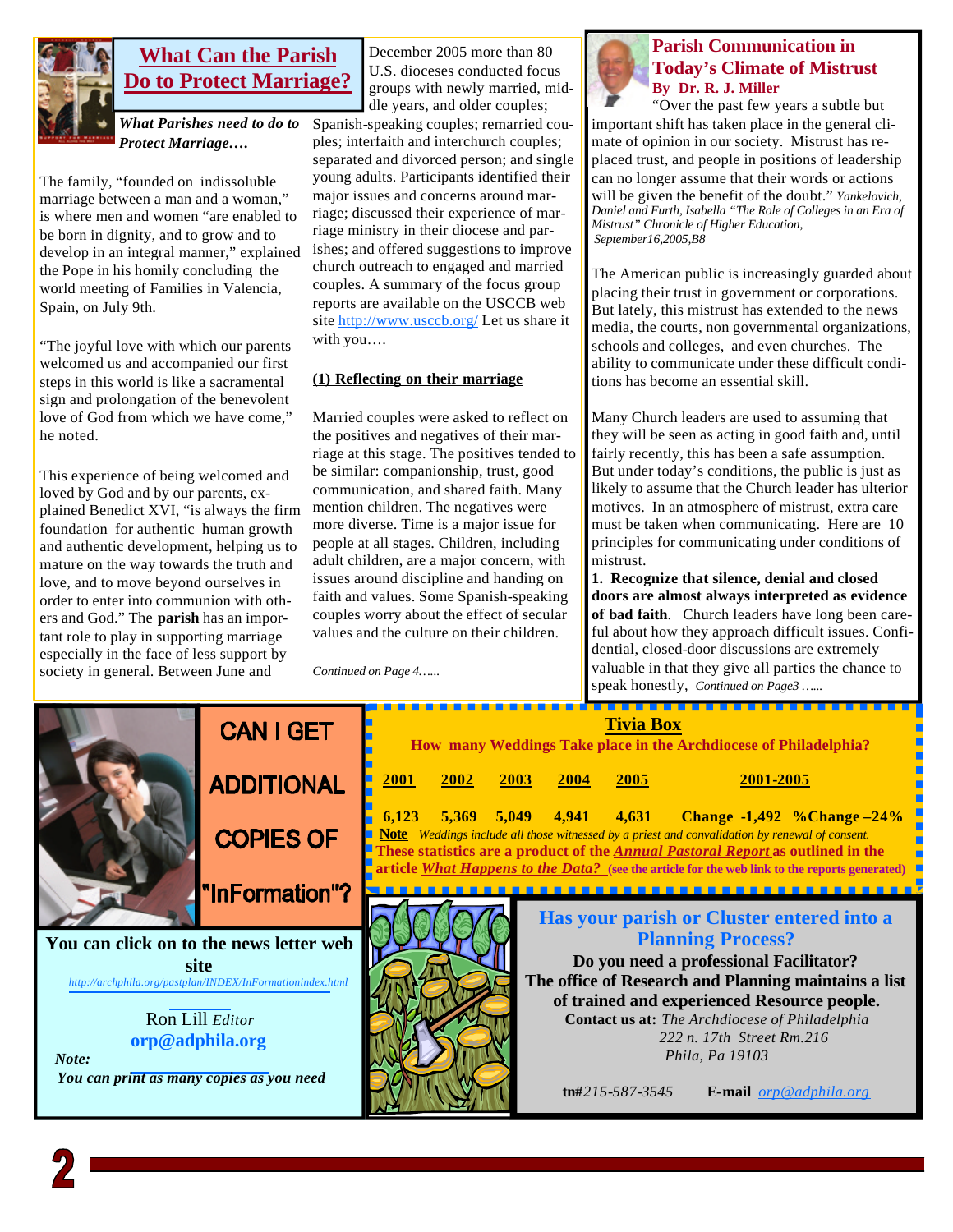## What Can the Parish Do to Protect Marriage?

***What Parishes need to do to Protect Marriage….***

The family, "founded on indissoluble marriage between a man and a woman," is where men and women "are enabled to be born in dignity, and to grow and to develop in an integral manner," explained the Pope in his homily concluding the world meeting of Families in Valencia, Spain, on July 9th.

"The joyful love with which our parents welcomed us and accompanied our first steps in this world is like a sacramental sign and prolongation of the benevolent love of God from which we have come," he noted.

This experience of being welcomed and loved by God and by our parents, explained Benedict XVI, "is always the firm foundation for authentic human growth and authentic development, helping us to mature on the way towards the truth and love, and to move beyond ourselves in order to enter into communion with others and God." The **parish** has an important role to play in supporting marriage especially in the face of less support by society in general. Between June and December 2005 more than 80 U.S. dioceses conducted focus groups with newly married, middle years, and older couples; Spanish-speaking couples; remarried couples; interfaith and interchurch couples; separated and divorced person; and single young adults. Participants identified their major issues and concerns around marriage; discussed their experience of marriage ministry in their diocese and parishes; and offered suggestions to improve church outreach to engaged and married couples. A summary of the focus group reports are available on the USCCB web site http://www.usccb.org/ Let us share it with you….

**(1) Reflecting on their marriage**

Married couples were asked to reflect on the positives and negatives of their marriage at this stage. The positives tended to be similar: companionship, trust, good communication, and shared faith. Many mention children. The negatives were more diverse. Time is a major issue for people at all stages. Children, including adult children, are a major concern, with issues around discipline and handing on faith and values. Some Spanish-speaking couples worry about the effect of secular values and the culture on their children.

*Continued on Page 4……*

## Parish Communication in Today's Climate of Mistrust

**By Dr. R. J. Miller**

"Over the past few years a subtle but important shift has taken place in the general climate of opinion in our society. Mistrust has replaced trust, and people in positions of leadership can no longer assume that their words or actions will be given the benefit of the doubt." *Yankelovich, Daniel and Furth, Isabella "The Role of Colleges in an Era of Mistrust" Chronicle of Higher Education, September16,2005,B8*

The American public is increasingly guarded about placing their trust in government or corporations. But lately, this mistrust has extended to the news media, the courts, non governmental organizations, schools and colleges, and even churches. The ability to communicate under these difficult conditions has become an essential skill.

Many Church leaders are used to assuming that they will be seen as acting in good faith and, until fairly recently, this has been a safe assumption. But under today's conditions, the public is just as likely to assume that the Church leader has ulterior motives. In an atmosphere of mistrust, extra care must be taken when communicating. Here are 10 principles for communicating under conditions of mistrust.

**1. Recognize that silence, denial and closed doors are almost always interpreted as evidence of bad faith**. Church leaders have long been careful about how they approach difficult issues. Confidential, closed-door discussions are extremely valuable in that they give all parties the chance to speak honestly, *Continued on Page3 ……*

## CAN I GET ADDITIONAL COPIES OF "InFormation"?

**You can click on to the news letter web site**

http://archphila.org/pastplan/INDEX/InFormationindex.html

Ron Lill *Editor*

**orp@adphila.org**

***Note:***
***You can print as many copies as you need***

## Tivia Box

**How many Weddings Take place in the Archdiocese of Philadelphia?**

| 2001 | 2002 | 2003 | 2004 | 2005 | 2001-2005 |
|---|---|---|---|---|---|
| 6,123 | 5,369 | 5,049 | 4,941 | 4,631 | Change -1,492 %Change –24% |

**Note** *Weddings include all those witnessed by a priest and convalidation by renewal of consent.*

**These statistics are a product of the *Annual Pastoral Report* as outlined in the article *What Happens to the Data?* (see the article for the web link to the reports generated)**

## Has your parish or Cluster entered into a Planning Process?

**Do you need a professional Facilitator?**
**The office of Research and Planning maintains a list of trained and experienced Resource people.**

**Contact us at:** *The Archdiocese of Philadelphia*
*222 n. 17th Street Rm.216*
*Phila, Pa 19103*

**tn#***215-587-3545* **E-mail** orp@adphila.org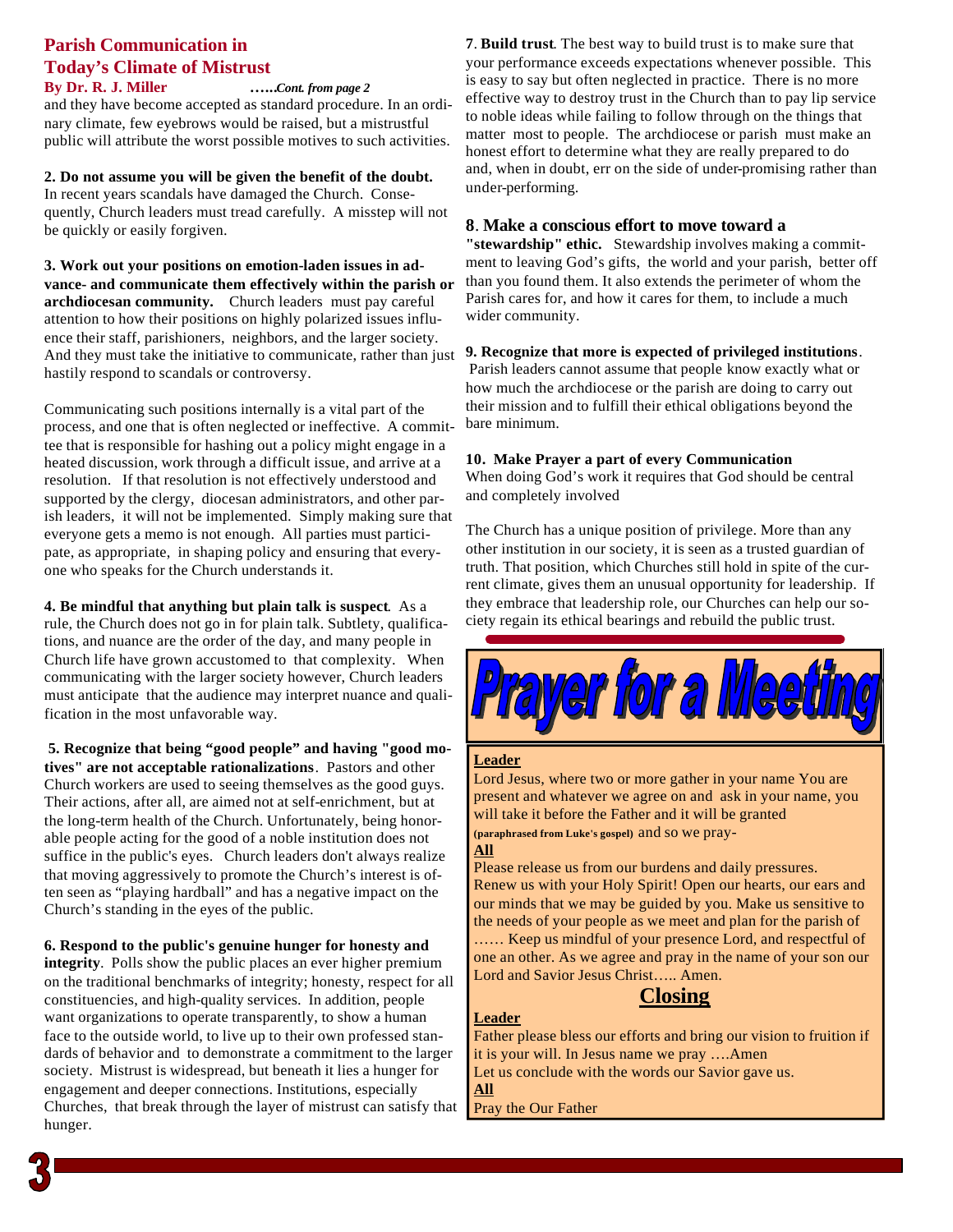## Parish Communication in Today's Climate of Mistrust

**By Dr. R. J. Miller** *……Cont. from page 2*

and they have become accepted as standard procedure. In an ordinary climate, few eyebrows would be raised, but a mistrustful public will attribute the worst possible motives to such activities.

**2. Do not assume you will be given the benefit of the doubt.** In recent years scandals have damaged the Church. Consequently, Church leaders must tread carefully. A misstep will not be quickly or easily forgiven.

**3. Work out your positions on emotion-laden issues in advance- and communicate them effectively within the parish or archdiocesan community.** Church leaders must pay careful attention to how their positions on highly polarized issues influence their staff, parishioners, neighbors, and the larger society. And they must take the initiative to communicate, rather than just hastily respond to scandals or controversy.

Communicating such positions internally is a vital part of the process, and one that is often neglected or ineffective. A committee that is responsible for hashing out a policy might engage in a heated discussion, work through a difficult issue, and arrive at a resolution. If that resolution is not effectively understood and supported by the clergy, diocesan administrators, and other parish leaders, it will not be implemented. Simply making sure that everyone gets a memo is not enough. All parties must participate, as appropriate, in shaping policy and ensuring that everyone who speaks for the Church understands it.

**4. Be mindful that anything but plain talk is suspect**. As a rule, the Church does not go in for plain talk. Subtlety, qualifications, and nuance are the order of the day, and many people in Church life have grown accustomed to that complexity. When communicating with the larger society however, Church leaders must anticipate that the audience may interpret nuance and qualification in the most unfavorable way.

**5. Recognize that being "good people" and having "good motives" are not acceptable rationalizations**. Pastors and other Church workers are used to seeing themselves as the good guys. Their actions, after all, are aimed not at self-enrichment, but at the long-term health of the Church. Unfortunately, being honorable people acting for the good of a noble institution does not suffice in the public's eyes. Church leaders don't always realize that moving aggressively to promote the Church's interest is often seen as "playing hardball" and has a negative impact on the Church's standing in the eyes of the public.

**6. Respond to the public's genuine hunger for honesty and integrity**. Polls show the public places an ever higher premium on the traditional benchmarks of integrity; honesty, respect for all constituencies, and high-quality services. In addition, people want organizations to operate transparently, to show a human face to the outside world, to live up to their own professed standards of behavior and to demonstrate a commitment to the larger society. Mistrust is widespread, but beneath it lies a hunger for engagement and deeper connections. Institutions, especially Churches, that break through the layer of mistrust can satisfy that hunger.

**7**. **Build trust**. The best way to build trust is to make sure that your performance exceeds expectations whenever possible. This is easy to say but often neglected in practice. There is no more effective way to destroy trust in the Church than to pay lip service to noble ideas while failing to follow through on the things that matter most to people. The archdiocese or parish must make an honest effort to determine what they are really prepared to do and, when in doubt, err on the side of under-promising rather than under-performing.

**8**. **Make a conscious effort to move toward a "stewardship" ethic.** Stewardship involves making a commitment to leaving God's gifts, the world and your parish, better off than you found them. It also extends the perimeter of whom the Parish cares for, and how it cares for them, to include a much wider community.

**9. Recognize that more is expected of privileged institutions**. Parish leaders cannot assume that people know exactly what or how much the archdiocese or the parish are doing to carry out their mission and to fulfill their ethical obligations beyond the bare minimum.

**10. Make Prayer a part of every Communication**
When doing God's work it requires that God should be central and completely involved

The Church has a unique position of privilege. More than any other institution in our society, it is seen as a trusted guardian of truth. That position, which Churches still hold in spite of the current climate, gives them an unusual opportunity for leadership. If they embrace that leadership role, our Churches can help our society regain its ethical bearings and rebuild the public trust.

## Prayer for a Meeting

**Leader**

Lord Jesus, where two or more gather in your name You are present and whatever we agree on and ask in your name, you will take it before the Father and it will be granted **(paraphrased from Luke's gospel)** and so we pray-

**All**

Please release us from our burdens and daily pressures. Renew us with your Holy Spirit! Open our hearts, our ears and our minds that we may be guided by you. Make us sensitive to the needs of your people as we meet and plan for the parish of …… Keep us mindful of your presence Lord, and respectful of one an other. As we agree and pray in the name of your son our Lord and Savior Jesus Christ….. Amen.

### Closing

**Leader**

Father please bless our efforts and bring our vision to fruition if it is your will. In Jesus name we pray ….Amen
Let us conclude with the words our Savior gave us.

**All**

Pray the Our Father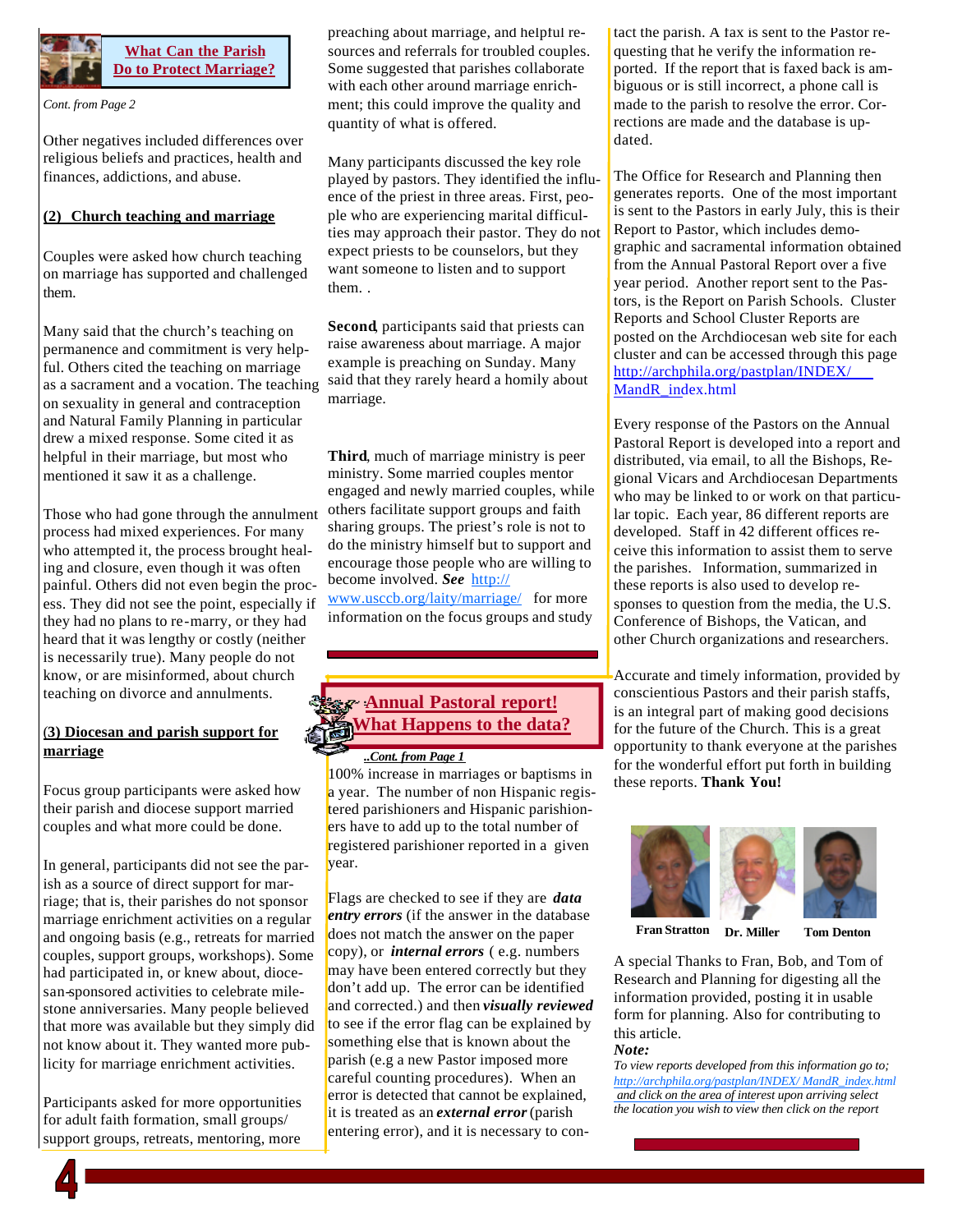## What Can the Parish Do to Protect Marriage?

*Cont. from Page 2*

Other negatives included differences over religious beliefs and practices, health and finances, addictions, and abuse.

**(2) Church teaching and marriage**

Couples were asked how church teaching on marriage has supported and challenged them.

Many said that the church's teaching on permanence and commitment is very helpful. Others cited the teaching on marriage as a sacrament and a vocation. The teaching on sexuality in general and contraception and Natural Family Planning in particular drew a mixed response. Some cited it as helpful in their marriage, but most who mentioned it saw it as a challenge.

Those who had gone through the annulment process had mixed experiences. For many who attempted it, the process brought healing and closure, even though it was often painful. Others did not even begin the process. They did not see the point, especially if they had no plans to re-marry, or they had heard that it was lengthy or costly (neither is necessarily true). Many people do not know, or are misinformed, about church teaching on divorce and annulments.

**(3) Diocesan and parish support for marriage**

Focus group participants were asked how their parish and diocese support married couples and what more could be done.

In general, participants did not see the parish as a source of direct support for marriage; that is, their parishes do not sponsor marriage enrichment activities on a regular and ongoing basis (e.g., retreats for married couples, support groups, workshops). Some had participated in, or knew about, diocesan-sponsored activities to celebrate milestone anniversaries. Many people believed that more was available but they simply did not know about it. They wanted more publicity for marriage enrichment activities.

Participants asked for more opportunities for adult faith formation, small groups/ support groups, retreats, mentoring, more preaching about marriage, and helpful resources and referrals for troubled couples. Some suggested that parishes collaborate with each other around marriage enrichment; this could improve the quality and quantity of what is offered.

Many participants discussed the key role played by pastors. They identified the influence of the priest in three areas. First, people who are experiencing marital difficulties may approach their pastor. They do not expect priests to be counselors, but they want someone to listen and to support them. .

**Second**, participants said that priests can raise awareness about marriage. A major example is preaching on Sunday. Many said that they rarely heard a homily about marriage.

**Third**, much of marriage ministry is peer ministry. Some married couples mentor engaged and newly married couples, while others facilitate support groups and faith sharing groups. The priest's role is not to do the ministry himself but to support and encourage those people who are willing to become involved. ***See*** http://www.usccb.org/laity/marriage/ for more information on the focus groups and study

## Annual Pastoral report! What Happens to the data?

*..Cont. from Page 1*

100% increase in marriages or baptisms in a year. The number of non Hispanic registered parishioners and Hispanic parishioners have to add up to the total number of registered parishioner reported in a given year.

Flags are checked to see if they are ***data entry errors*** (if the answer in the database does not match the answer on the paper copy), or ***internal errors*** ( e.g. numbers may have been entered correctly but they don't add up. The error can be identified and corrected.) and then ***visually reviewed*** to see if the error flag can be explained by something else that is known about the parish (e.g a new Pastor imposed more careful counting procedures). When an error is detected that cannot be explained, it is treated as an ***external error*** (parish entering error), and it is necessary to contact the parish. A fax is sent to the Pastor requesting that he verify the information reported. If the report that is faxed back is ambiguous or is still incorrect, a phone call is made to the parish to resolve the error. Corrections are made and the database is updated.

The Office for Research and Planning then generates reports. One of the most important is sent to the Pastors in early July, this is their Report to Pastor, which includes demographic and sacramental information obtained from the Annual Pastoral Report over a five year period. Another report sent to the Pastors, is the Report on Parish Schools. Cluster Reports and School Cluster Reports are posted on the Archdiocesan web site for each cluster and can be accessed through this page http://archphila.org/pastplan/INDEX/MandR_index.html

Every response of the Pastors on the Annual Pastoral Report is developed into a report and distributed, via email, to all the Bishops, Regional Vicars and Archdiocesan Departments who may be linked to or work on that particular topic. Each year, 86 different reports are developed. Staff in 42 different offices receive this information to assist them to serve the parishes. Information, summarized in these reports is also used to develop responses to question from the media, the U.S. Conference of Bishops, the Vatican, and other Church organizations and researchers.

Accurate and timely information, provided by conscientious Pastors and their parish staffs, is an integral part of making good decisions for the future of the Church. This is a great opportunity to thank everyone at the parishes for the wonderful effort put forth in building these reports. **Thank You!**

**Fran Stratton** **Dr. Miller** **Tom Denton**

A special Thanks to Fran, Bob, and Tom of Research and Planning for digesting all the information provided, posting it in usable form for planning. Also for contributing to this article.

***Note:***

*To view reports developed from this information go to; http://archphila.org/pastplan/INDEX/ MandR_index.html and click on the area of interest upon arriving select the location you wish to view then click on the report*